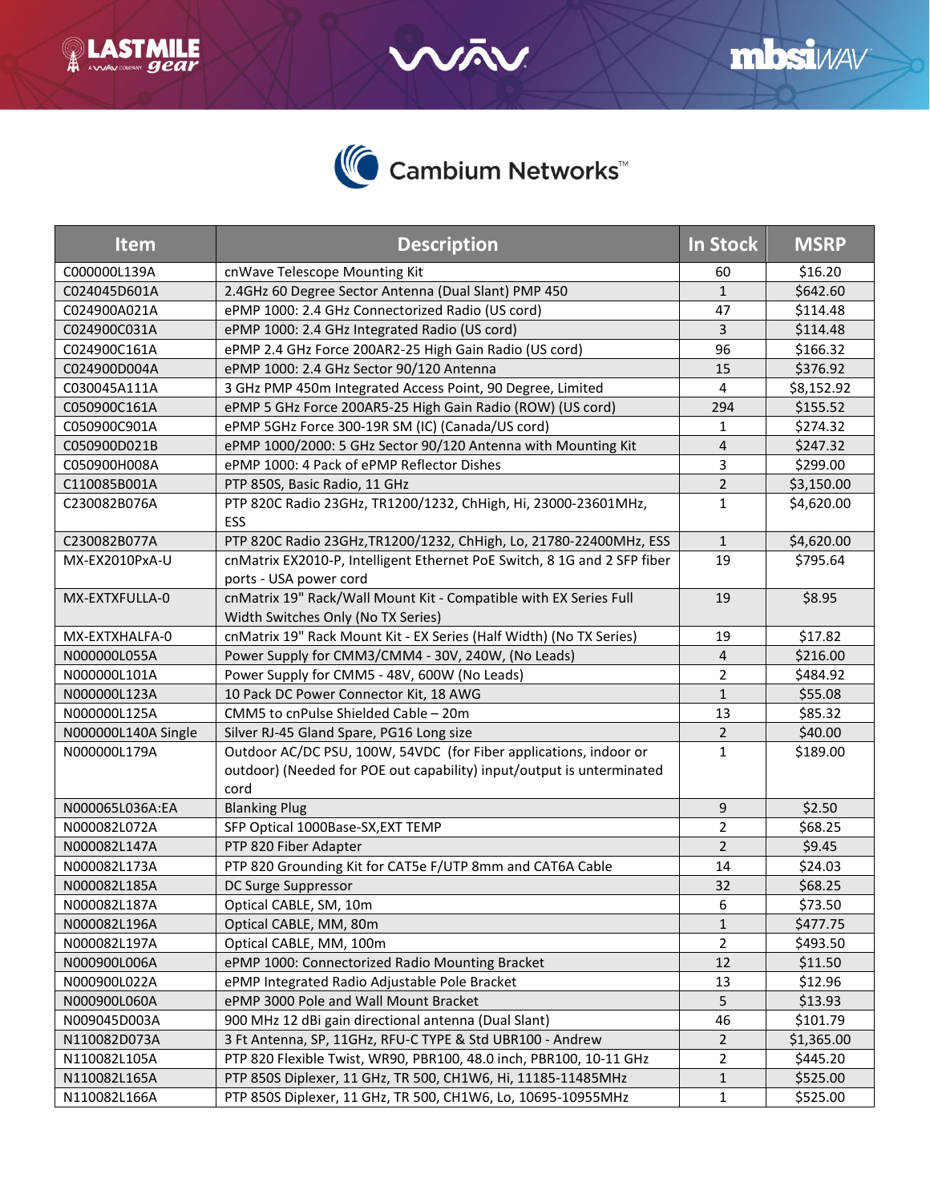# Cambium Networks™

| Item | Description | In Stock | MSRP |
|---|---|---|---|
| C000000L139A | cnWave Telescope Mounting Kit | 60 | $16.20 |
| C024045D601A | 2.4GHz 60 Degree Sector Antenna (Dual Slant) PMP 450 | 1 | $642.60 |
| C024900A021A | ePMP 1000: 2.4 GHz Connectorized Radio (US cord) | 47 | $114.48 |
| C024900C031A | ePMP 1000: 2.4 GHz Integrated Radio (US cord) | 3 | $114.48 |
| C024900C161A | ePMP 2.4 GHz Force 200AR2-25 High Gain Radio (US cord) | 96 | $166.32 |
| C024900D004A | ePMP 1000: 2.4 GHz Sector 90/120 Antenna | 15 | $376.92 |
| C030045A111A | 3 GHz PMP 450m Integrated Access Point, 90 Degree, Limited | 4 | $8,152.92 |
| C050900C161A | ePMP 5 GHz Force 200AR5-25 High Gain Radio (ROW) (US cord) | 294 | $155.52 |
| C050900C901A | ePMP 5GHz Force 300-19R SM (IC) (Canada/US cord) | 1 | $274.32 |
| C050900D021B | ePMP 1000/2000: 5 GHz Sector 90/120 Antenna with Mounting Kit | 4 | $247.32 |
| C050900H008A | ePMP 1000: 4 Pack of ePMP Reflector Dishes | 3 | $299.00 |
| C110085B001A | PTP 850S, Basic Radio, 11 GHz | 2 | $3,150.00 |
| C230082B076A | PTP 820C Radio 23GHz, TR1200/1232, ChHigh, Hi, 23000-23601MHz, ESS | 1 | $4,620.00 |
| C230082B077A | PTP 820C Radio 23GHz,TR1200/1232, ChHigh, Lo, 21780-22400MHz, ESS | 1 | $4,620.00 |
| MX-EX2010PxA-U | cnMatrix EX2010-P, Intelligent Ethernet PoE Switch, 8 1G and 2 SFP fiber ports - USA power cord | 19 | $795.64 |
| MX-EXTXFULLA-0 | cnMatrix 19" Rack/Wall Mount Kit - Compatible with EX Series Full Width Switches Only (No TX Series) | 19 | $8.95 |
| MX-EXTXHALFA-0 | cnMatrix 19" Rack Mount Kit - EX Series (Half Width) (No TX Series) | 19 | $17.82 |
| N000000L055A | Power Supply for CMM3/CMM4 - 30V, 240W, (No Leads) | 4 | $216.00 |
| N000000L101A | Power Supply for CMM5 - 48V, 600W (No Leads) | 2 | $484.92 |
| N000000L123A | 10 Pack DC Power Connector Kit, 18 AWG | 1 | $55.08 |
| N000000L125A | CMM5 to cnPulse Shielded Cable – 20m | 13 | $85.32 |
| N000000L140A Single | Silver RJ-45 Gland Spare, PG16 Long size | 2 | $40.00 |
| N000000L179A | Outdoor AC/DC PSU, 100W, 54VDC (for Fiber applications, indoor or outdoor) (Needed for POE out capability) input/output is unterminated cord | 1 | $189.00 |
| N000065L036A:EA | Blanking Plug | 9 | $2.50 |
| N000082L072A | SFP Optical 1000Base-SX,EXT TEMP | 2 | $68.25 |
| N000082L147A | PTP 820 Fiber Adapter | 2 | $9.45 |
| N000082L173A | PTP 820 Grounding Kit for CAT5e F/UTP 8mm and CAT6A Cable | 14 | $24.03 |
| N000082L185A | DC Surge Suppressor | 32 | $68.25 |
| N000082L187A | Optical CABLE, SM, 10m | 6 | $73.50 |
| N000082L196A | Optical CABLE, MM, 80m | 1 | $477.75 |
| N000082L197A | Optical CABLE, MM, 100m | 2 | $493.50 |
| N000900L006A | ePMP 1000: Connectorized Radio Mounting Bracket | 12 | $11.50 |
| N000900L022A | ePMP Integrated Radio Adjustable Pole Bracket | 13 | $12.96 |
| N000900L060A | ePMP 3000 Pole and Wall Mount Bracket | 5 | $13.93 |
| N009045D003A | 900 MHz 12 dBi gain directional antenna (Dual Slant) | 46 | $101.79 |
| N110082D073A | 3 Ft Antenna, SP, 11GHz, RFU-C TYPE & Std UBR100 - Andrew | 2 | $1,365.00 |
| N110082L105A | PTP 820 Flexible Twist, WR90, PBR100, 48.0 inch, PBR100, 10-11 GHz | 2 | $445.20 |
| N110082L165A | PTP 850S Diplexer, 11 GHz, TR 500, CH1W6, Hi, 11185-11485MHz | 1 | $525.00 |
| N110082L166A | PTP 850S Diplexer, 11 GHz, TR 500, CH1W6, Lo, 10695-10955MHz | 1 | $525.00 |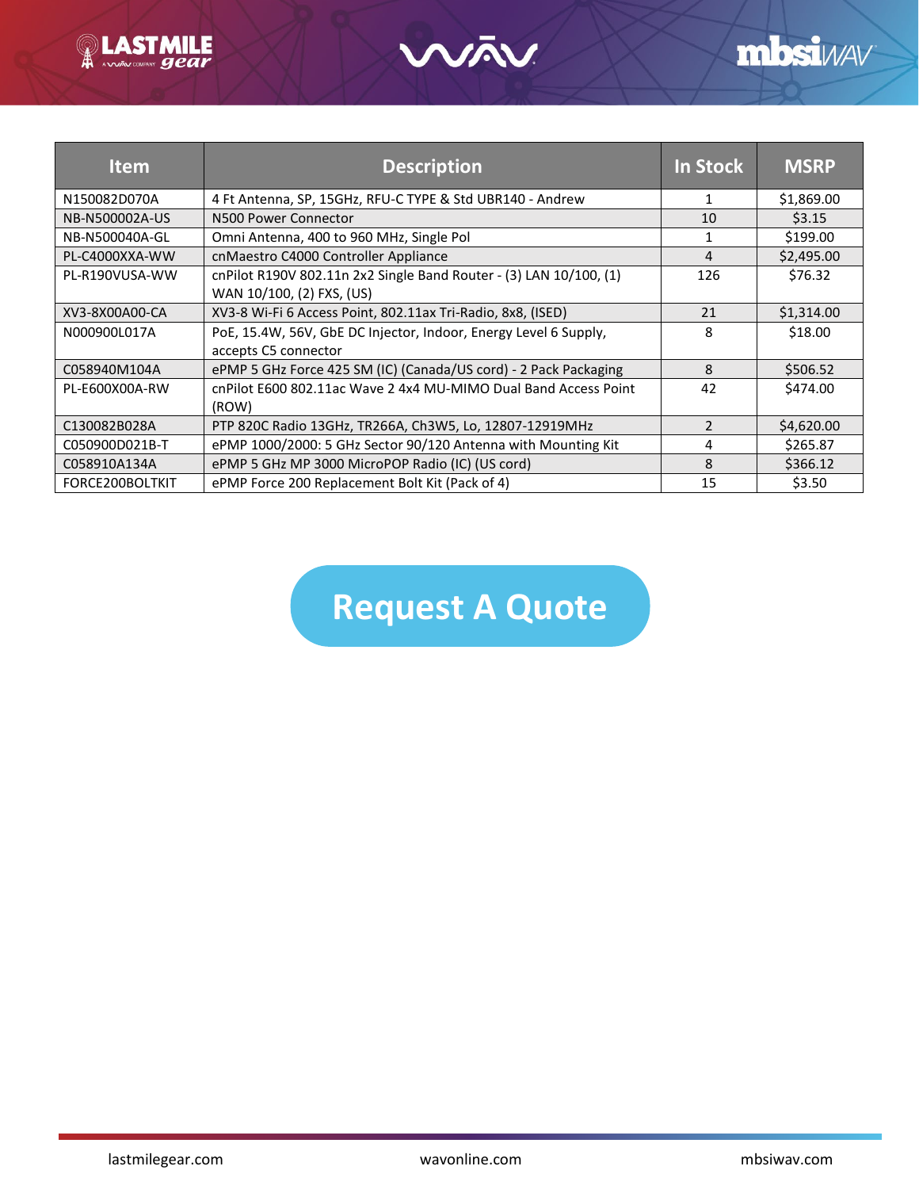| Item | Description | In Stock | MSRP |
| --- | --- | --- | --- |
| N150082D070A | 4 Ft Antenna, SP, 15GHz, RFU-C TYPE & Std UBR140 - Andrew | 1 | $1,869.00 |
| NB-N500002A-US | N500 Power Connector | 10 | $3.15 |
| NB-N500040A-GL | Omni Antenna, 400 to 960 MHz, Single Pol | 1 | $199.00 |
| PL-C4000XXA-WW | cnMaestro C4000 Controller Appliance | 4 | $2,495.00 |
| PL-R190VUSA-WW | cnPilot R190V 802.11n 2x2 Single Band Router - (3) LAN 10/100, (1) WAN 10/100, (2) FXS, (US) | 126 | $76.32 |
| XV3-8X00A00-CA | XV3-8 Wi-Fi 6 Access Point, 802.11ax Tri-Radio, 8x8, (ISED) | 21 | $1,314.00 |
| N000900L017A | PoE, 15.4W, 56V, GbE DC Injector, Indoor, Energy Level 6 Supply, accepts C5 connector | 8 | $18.00 |
| C058940M104A | ePMP 5 GHz Force 425 SM (IC) (Canada/US cord) - 2 Pack Packaging | 8 | $506.52 |
| PL-E600X00A-RW | cnPilot E600 802.11ac Wave 2 4x4 MU-MIMO Dual Band Access Point (ROW) | 42 | $474.00 |
| C130082B028A | PTP 820C Radio 13GHz, TR266A, Ch3W5, Lo, 12807-12919MHz | 2 | $4,620.00 |
| C050900D021B-T | ePMP 1000/2000: 5 GHz Sector 90/120 Antenna with Mounting Kit | 4 | $265.87 |
| C058910A134A | ePMP 5 GHz MP 3000 MicroPOP Radio (IC) (US cord) | 8 | $366.12 |
| FORCE200BOLTKIT | ePMP Force 200 Replacement Bolt Kit (Pack of 4) | 15 | $3.50 |

**Request A Quote**